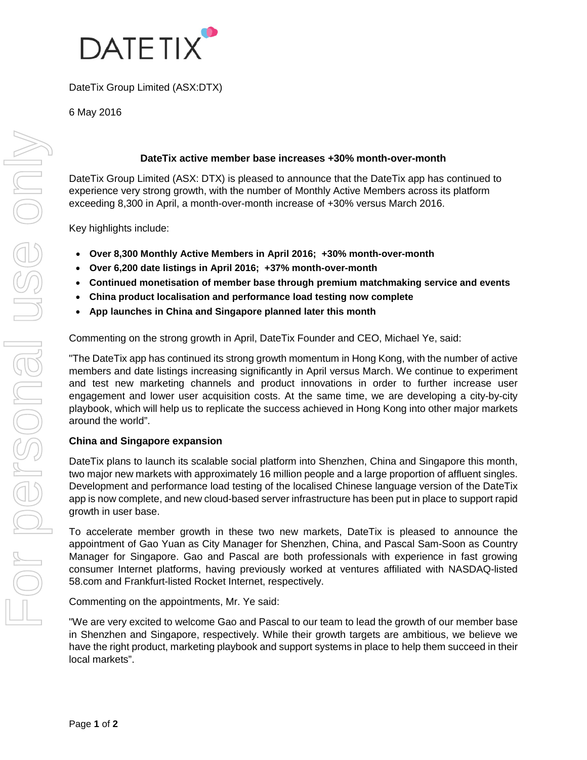DATETIX

DateTix Group Limited (ASX:DTX)

6 May 2016

## DateTix active member base increases +30% month-over-month

DateTix Group Limited (ASX: DTX) is pleased to announce that the DateTix app has continued to experience very strong growth, with the number of Monthly Active Members across its platform exceeding 8,300 in April, a month-over-month increase of +30% versus March 2016.

Key highlights include:

- **Over 8,300 Monthly Active Members in April 2016; +30% month-over-month**
- **Over 6,200 date listings in April 2016; +37% month-over-month**
- **Continued monetisation of member base through premium matchmaking service and events**
- **China product localisation and performance load testing now complete**
- **App launches in China and Singapore planned later this month**

Commenting on the strong growth in April, DateTix Founder and CEO, Michael Ye, said:

"The DateTix app has continued its strong growth momentum in Hong Kong, with the number of active members and date listings increasing significantly in April versus March. We continue to experiment and test new marketing channels and product innovations in order to further increase user engagement and lower user acquisition costs. At the same time, we are developing a city-by-city playbook, which will help us to replicate the success achieved in Hong Kong into other major markets around the world".

**China and Singapore expansion**

DateTix plans to launch its scalable social platform into Shenzhen, China and Singapore this month, two major new markets with approximately 16 million people and a large proportion of affluent singles. Development and performance load testing of the localised Chinese language version of the DateTix app is now complete, and new cloud-based server infrastructure has been put in place to support rapid growth in user base.

To accelerate member growth in these two new markets, DateTix is pleased to announce the appointment of Gao Yuan as City Manager for Shenzhen, China, and Pascal Sam-Soon as Country Manager for Singapore. Gao and Pascal are both professionals with experience in fast growing consumer Internet platforms, having previously worked at ventures affiliated with NASDAQ-listed 58.com and Frankfurt-listed Rocket Internet, respectively.

Commenting on the appointments, Mr. Ye said:

"We are very excited to welcome Gao and Pascal to our team to lead the growth of our member base in Shenzhen and Singapore, respectively. While their growth targets are ambitious, we believe we have the right product, marketing playbook and support systems in place to help them succeed in their local markets".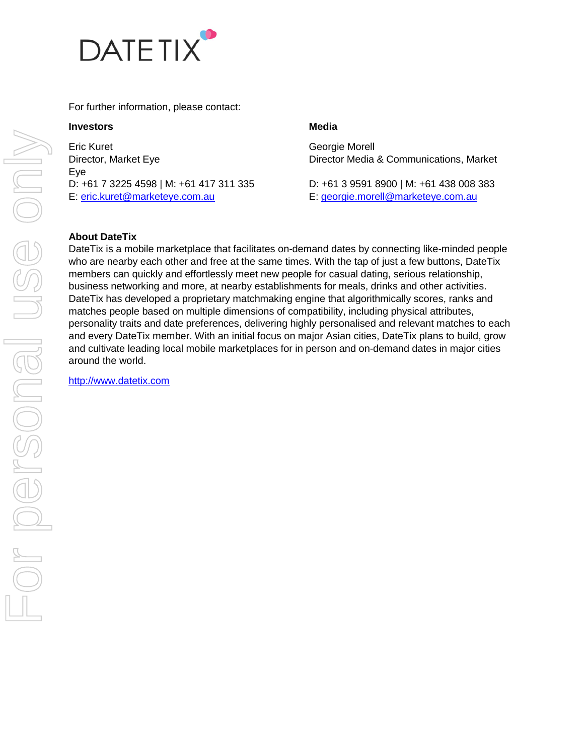DATETIX

For further information, please contact:

**Investors**

Eric Kuret
Director, Market Eye
D: +61 7 3225 4598 | M: +61 417 311 335
E: eric.kuret@marketeye.com.au

**Media**

Georgie Morell
Director Media & Communications, Market Eye
D: +61 3 9591 8900 | M: +61 438 008 383
E: georgie.morell@marketeye.com.au

**About DateTix**

DateTix is a mobile marketplace that facilitates on-demand dates by connecting like-minded people who are nearby each other and free at the same times. With the tap of just a few buttons, DateTix members can quickly and effortlessly meet new people for casual dating, serious relationship, business networking and more, at nearby establishments for meals, drinks and other activities. DateTix has developed a proprietary matchmaking engine that algorithmically scores, ranks and matches people based on multiple dimensions of compatibility, including physical attributes, personality traits and date preferences, delivering highly personalised and relevant matches to each and every DateTix member. With an initial focus on major Asian cities, DateTix plans to build, grow and cultivate leading local mobile marketplaces for in person and on-demand dates in major cities around the world.

http://www.datetix.com